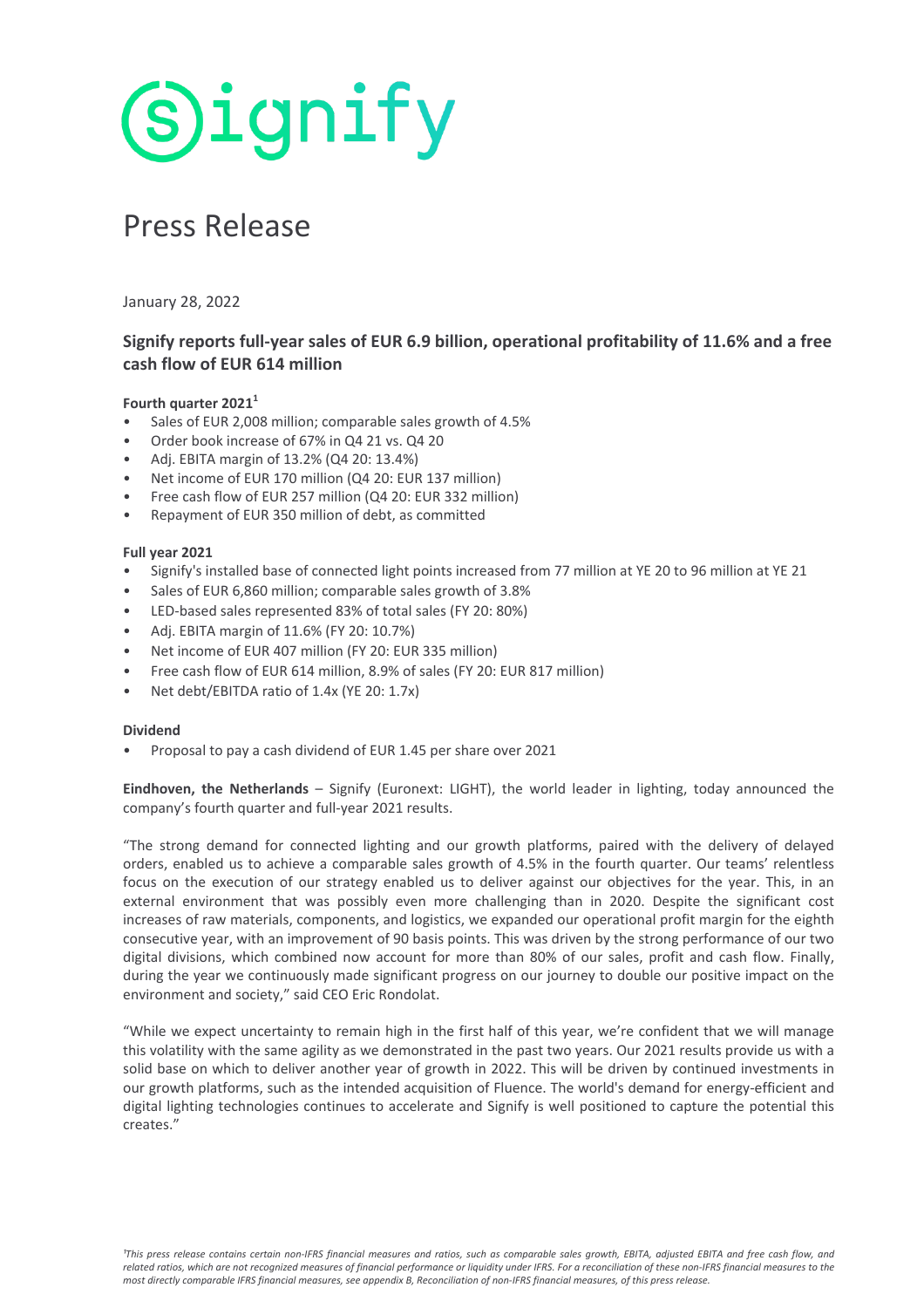# Signify

## Press Release

January 28, 2022

### Signify reports full-year sales of EUR 6.9 billion, operational profitability of 11.6% and a free cash flow of EUR 614 million

**Fourth quarter 2021**[1]

- Sales of EUR 2,008 million; comparable sales growth of 4.5%
- Order book increase of 67% in Q4 21 vs. Q4 20
- Adj. EBITA margin of 13.2% (Q4 20: 13.4%)
- Net income of EUR 170 million (Q4 20: EUR 137 million)
- Free cash flow of EUR 257 million (Q4 20: EUR 332 million)
- Repayment of EUR 350 million of debt, as committed

**Full year 2021**

- Signify's installed base of connected light points increased from 77 million at YE 20 to 96 million at YE 21
- Sales of EUR 6,860 million; comparable sales growth of 3.8%
- LED-based sales represented 83% of total sales (FY 20: 80%)
- Adj. EBITA margin of 11.6% (FY 20: 10.7%)
- Net income of EUR 407 million (FY 20: EUR 335 million)
- Free cash flow of EUR 614 million, 8.9% of sales (FY 20: EUR 817 million)
- Net debt/EBITDA ratio of 1.4x (YE 20: 1.7x)

**Dividend**

- Proposal to pay a cash dividend of EUR 1.45 per share over 2021

**Eindhoven, the Netherlands** – Signify (Euronext: LIGHT), the world leader in lighting, today announced the company's fourth quarter and full-year 2021 results.

"The strong demand for connected lighting and our growth platforms, paired with the delivery of delayed orders, enabled us to achieve a comparable sales growth of 4.5% in the fourth quarter. Our teams' relentless focus on the execution of our strategy enabled us to deliver against our objectives for the year. This, in an external environment that was possibly even more challenging than in 2020. Despite the significant cost increases of raw materials, components, and logistics, we expanded our operational profit margin for the eighth consecutive year, with an improvement of 90 basis points. This was driven by the strong performance of our two digital divisions, which combined now account for more than 80% of our sales, profit and cash flow. Finally, during the year we continuously made significant progress on our journey to double our positive impact on the environment and society," said CEO Eric Rondolat.

"While we expect uncertainty to remain high in the first half of this year, we're confident that we will manage this volatility with the same agility as we demonstrated in the past two years. Our 2021 results provide us with a solid base on which to deliver another year of growth in 2022. This will be driven by continued investments in our growth platforms, such as the intended acquisition of Fluence. The world's demand for energy-efficient and digital lighting technologies continues to accelerate and Signify is well positioned to capture the potential this creates."

*[1]This press release contains certain non-IFRS financial measures and ratios, such as comparable sales growth, EBITA, adjusted EBITA and free cash flow, and related ratios, which are not recognized measures of financial performance or liquidity under IFRS. For a reconciliation of these non-IFRS financial measures to the most directly comparable IFRS financial measures, see appendix B, Reconciliation of non-IFRS financial measures, of this press release.*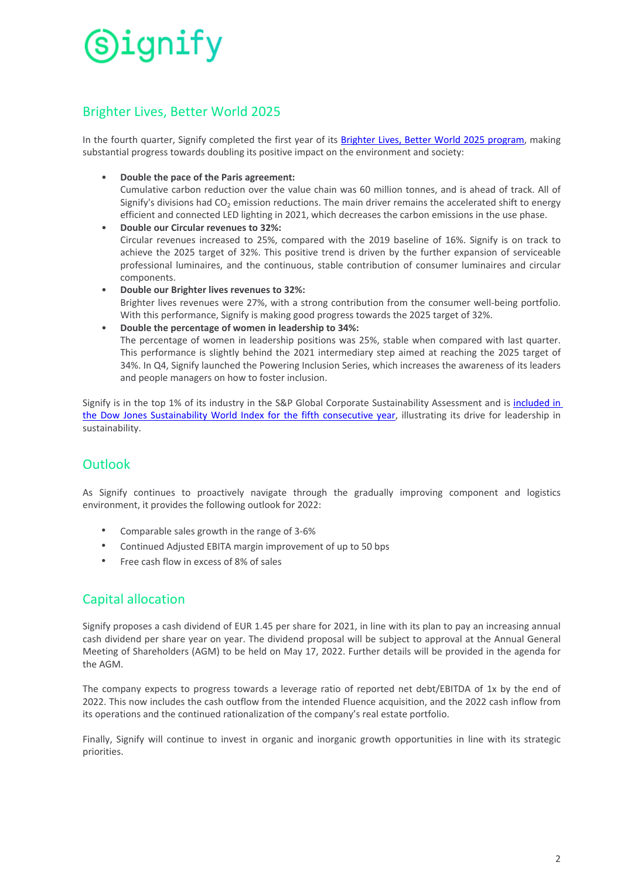## Brighter Lives, Better World 2025

In the fourth quarter, Signify completed the first year of its Brighter Lives, Better World 2025 program, making substantial progress towards doubling its positive impact on the environment and society:

- **Double the pace of the Paris agreement:**
  Cumulative carbon reduction over the value chain was 60 million tonnes, and is ahead of track. All of Signify's divisions had $CO_2$ emission reductions. The main driver remains the accelerated shift to energy efficient and connected LED lighting in 2021, which decreases the carbon emissions in the use phase.
- **Double our Circular revenues to 32%:**
  Circular revenues increased to 25%, compared with the 2019 baseline of 16%. Signify is on track to achieve the 2025 target of 32%. This positive trend is driven by the further expansion of serviceable professional luminaires, and the continuous, stable contribution of consumer luminaires and circular components.
- **Double our Brighter lives revenues to 32%:**
  Brighter lives revenues were 27%, with a strong contribution from the consumer well-being portfolio. With this performance, Signify is making good progress towards the 2025 target of 32%.
- **Double the percentage of women in leadership to 34%:**
  The percentage of women in leadership positions was 25%, stable when compared with last quarter. This performance is slightly behind the 2021 intermediary step aimed at reaching the 2025 target of 34%. In Q4, Signify launched the Powering Inclusion Series, which increases the awareness of its leaders and people managers on how to foster inclusion.

Signify is in the top 1% of its industry in the S&P Global Corporate Sustainability Assessment and is included in the Dow Jones Sustainability World Index for the fifth consecutive year, illustrating its drive for leadership in sustainability.

## Outlook

As Signify continues to proactively navigate through the gradually improving component and logistics environment, it provides the following outlook for 2022:

- Comparable sales growth in the range of 3-6%
- Continued Adjusted EBITA margin improvement of up to 50 bps
- Free cash flow in excess of 8% of sales

## Capital allocation

Signify proposes a cash dividend of EUR 1.45 per share for 2021, in line with its plan to pay an increasing annual cash dividend per share year on year. The dividend proposal will be subject to approval at the Annual General Meeting of Shareholders (AGM) to be held on May 17, 2022. Further details will be provided in the agenda for the AGM.

The company expects to progress towards a leverage ratio of reported net debt/EBITDA of 1x by the end of 2022. This now includes the cash outflow from the intended Fluence acquisition, and the 2022 cash inflow from its operations and the continued rationalization of the company's real estate portfolio.

Finally, Signify will continue to invest in organic and inorganic growth opportunities in line with its strategic priorities.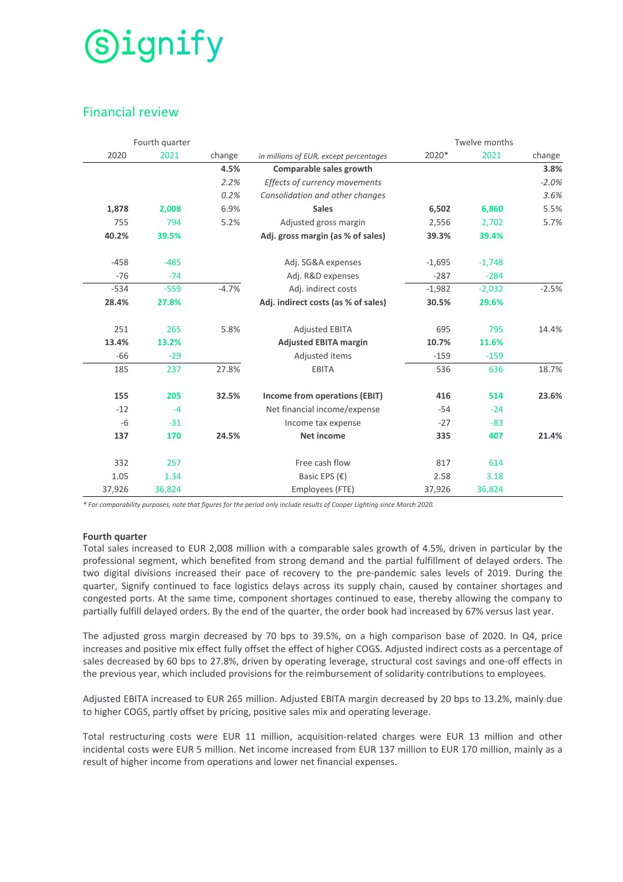Signify

## Financial review

| Fourth quarter | | | | Twelve months | | |
|---|---|---|---|---|---|---|
| 2020 | 2021 | change | *in millions of EUR, except percentages* | 2020* | 2021 | change |
| | | **4.5%** | **Comparable sales growth** | | | **3.8%** |
| | | *2.2%* | *Effects of currency movements* | | | *-2.0%* |
| | | *0.2%* | *Consolidation and other changes* | | | *3.6%* |
| **1,878** | **2,008** | 6.9% | **Sales** | **6,502** | **6,860** | 5.5% |
| 755 | 794 | 5.2% | Adjusted gross margin | 2,556 | 2,702 | 5.7% |
| **40.2%** | **39.5%** | | **Adj. gross margin (as % of sales)** | **39.3%** | **39.4%** | |
| | | | | | | |
| -458 | -485 | | Adj. SG&A expenses | -1,695 | -1,748 | |
| -76 | -74 | | Adj. R&D expenses | -287 | -284 | |
| -534 | -559 | -4.7% | Adj. indirect costs | -1,982 | -2,032 | -2.5% |
| **28.4%** | **27.8%** | | **Adj. indirect costs (as % of sales)** | **30.5%** | **29.6%** | |
| | | | | | | |
| 251 | 265 | 5.8% | Adjusted EBITA | 695 | 795 | 14.4% |
| **13.4%** | **13.2%** | | **Adjusted EBITA margin** | **10.7%** | **11.6%** | |
| -66 | -29 | | Adjusted items | -159 | -159 | |
| 185 | 237 | 27.8% | EBITA | 536 | 636 | 18.7% |
| | | | | | | |
| **155** | **205** | **32.5%** | **Income from operations (EBIT)** | **416** | **514** | **23.6%** |
| -12 | -4 | | Net financial income/expense | -54 | -24 | |
| -6 | -31 | | Income tax expense | -27 | -83 | |
| **137** | **170** | **24.5%** | **Net income** | **335** | **407** | **21.4%** |
| | | | | | | |
| 332 | 257 | | Free cash flow | 817 | 614 | |
| 1.05 | 1.34 | | Basic EPS (€) | 2.58 | 3.18 | |
| 37,926 | 36,824 | | Employees (FTE) | 37,926 | 36,824 | |

*\* For comparability purposes, note that figures for the period only include results of Cooper Lighting since March 2020.*

**Fourth quarter**

Total sales increased to EUR 2,008 million with a comparable sales growth of 4.5%, driven in particular by the professional segment, which benefited from strong demand and the partial fulfillment of delayed orders. The two digital divisions increased their pace of recovery to the pre-pandemic sales levels of 2019. During the quarter, Signify continued to face logistics delays across its supply chain, caused by container shortages and congested ports. At the same time, component shortages continued to ease, thereby allowing the company to partially fulfill delayed orders. By the end of the quarter, the order book had increased by 67% versus last year.

The adjusted gross margin decreased by 70 bps to 39.5%, on a high comparison base of 2020. In Q4, price increases and positive mix effect fully offset the effect of higher COGS. Adjusted indirect costs as a percentage of sales decreased by 60 bps to 27.8%, driven by operating leverage, structural cost savings and one-off effects in the previous year, which included provisions for the reimbursement of solidarity contributions to employees.

Adjusted EBITA increased to EUR 265 million. Adjusted EBITA margin decreased by 20 bps to 13.2%, mainly due to higher COGS, partly offset by pricing, positive sales mix and operating leverage.

Total restructuring costs were EUR 11 million, acquisition-related charges were EUR 13 million and other incidental costs were EUR 5 million. Net income increased from EUR 137 million to EUR 170 million, mainly as a result of higher income from operations and lower net financial expenses.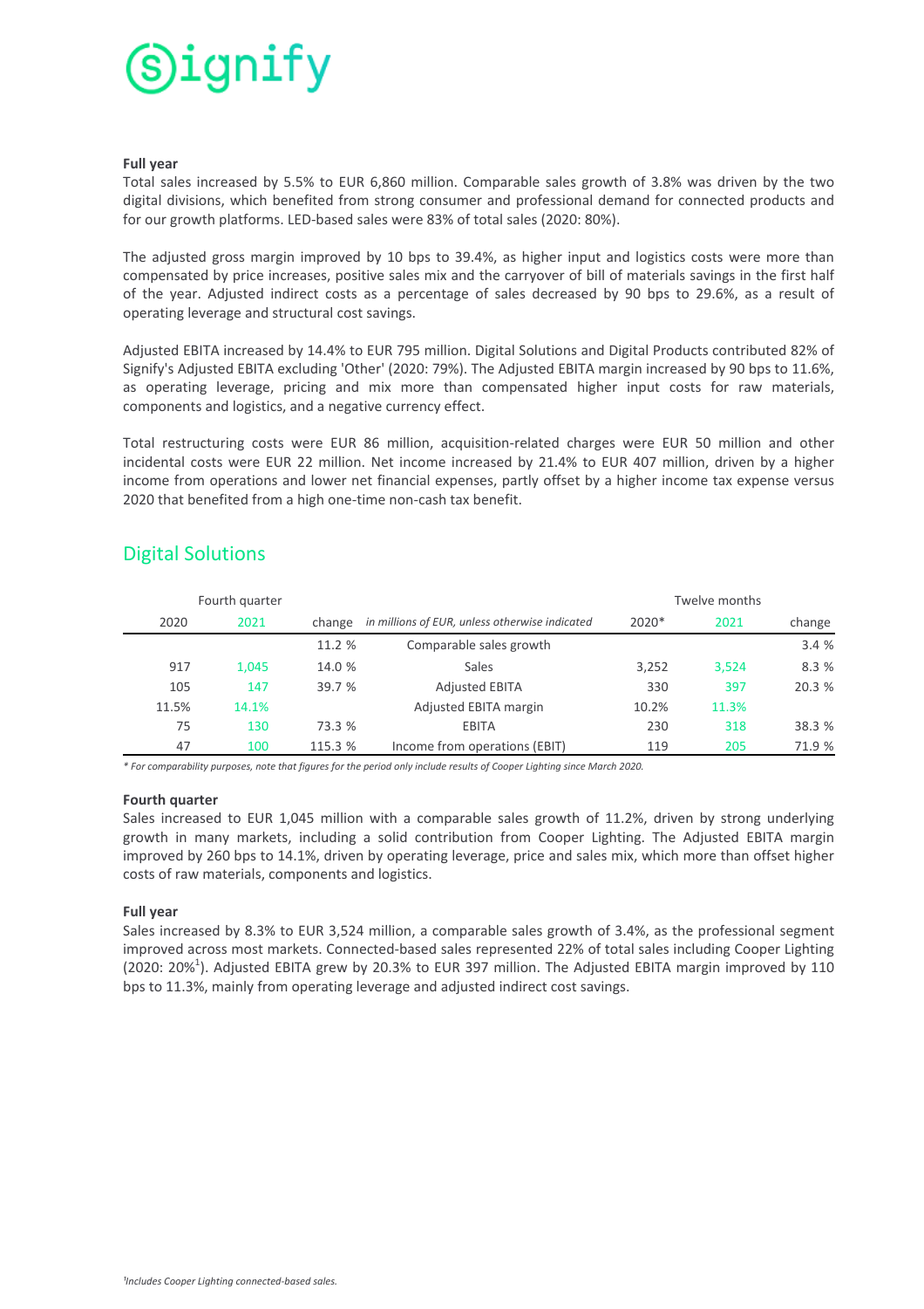**Full year**

Total sales increased by 5.5% to EUR 6,860 million. Comparable sales growth of 3.8% was driven by the two digital divisions, which benefited from strong consumer and professional demand for connected products and for our growth platforms. LED-based sales were 83% of total sales (2020: 80%).

The adjusted gross margin improved by 10 bps to 39.4%, as higher input and logistics costs were more than compensated by price increases, positive sales mix and the carryover of bill of materials savings in the first half of the year. Adjusted indirect costs as a percentage of sales decreased by 90 bps to 29.6%, as a result of operating leverage and structural cost savings.

Adjusted EBITA increased by 14.4% to EUR 795 million. Digital Solutions and Digital Products contributed 82% of Signify's Adjusted EBITA excluding 'Other' (2020: 79%). The Adjusted EBITA margin increased by 90 bps to 11.6%, as operating leverage, pricing and mix more than compensated higher input costs for raw materials, components and logistics, and a negative currency effect.

Total restructuring costs were EUR 86 million, acquisition-related charges were EUR 50 million and other incidental costs were EUR 22 million. Net income increased by 21.4% to EUR 407 million, driven by a higher income from operations and lower net financial expenses, partly offset by a higher income tax expense versus 2020 that benefited from a high one-time non-cash tax benefit.

## Digital Solutions

| Fourth quarter | | | | Twelve months | | |
|---|---|---|---|---|---|---|
| 2020 | 2021 | change | *in millions of EUR, unless otherwise indicated* | 2020* | 2021 | change |
| | | 11.2 % | Comparable sales growth | | | 3.4 % |
| 917 | 1,045 | 14.0 % | Sales | 3,252 | 3,524 | 8.3 % |
| 105 | 147 | 39.7 % | Adjusted EBITA | 330 | 397 | 20.3 % |
| 11.5% | 14.1% | | Adjusted EBITA margin | 10.2% | 11.3% | |
| 75 | 130 | 73.3 % | EBITA | 230 | 318 | 38.3 % |
| 47 | 100 | 115.3 % | Income from operations (EBIT) | 119 | 205 | 71.9 % |

*\* For comparability purposes, note that figures for the period only include results of Cooper Lighting since March 2020.*

**Fourth quarter**

Sales increased to EUR 1,045 million with a comparable sales growth of 11.2%, driven by strong underlying growth in many markets, including a solid contribution from Cooper Lighting. The Adjusted EBITA margin improved by 260 bps to 14.1%, driven by operating leverage, price and sales mix, which more than offset higher costs of raw materials, components and logistics.

**Full year**

Sales increased by 8.3% to EUR 3,524 million, a comparable sales growth of 3.4%, as the professional segment improved across most markets. Connected-based sales represented 22% of total sales including Cooper Lighting (2020: 20%[1]). Adjusted EBITA grew by 20.3% to EUR 397 million. The Adjusted EBITA margin improved by 110 bps to 11.3%, mainly from operating leverage and adjusted indirect cost savings.

*[1] Includes Cooper Lighting connected-based sales.*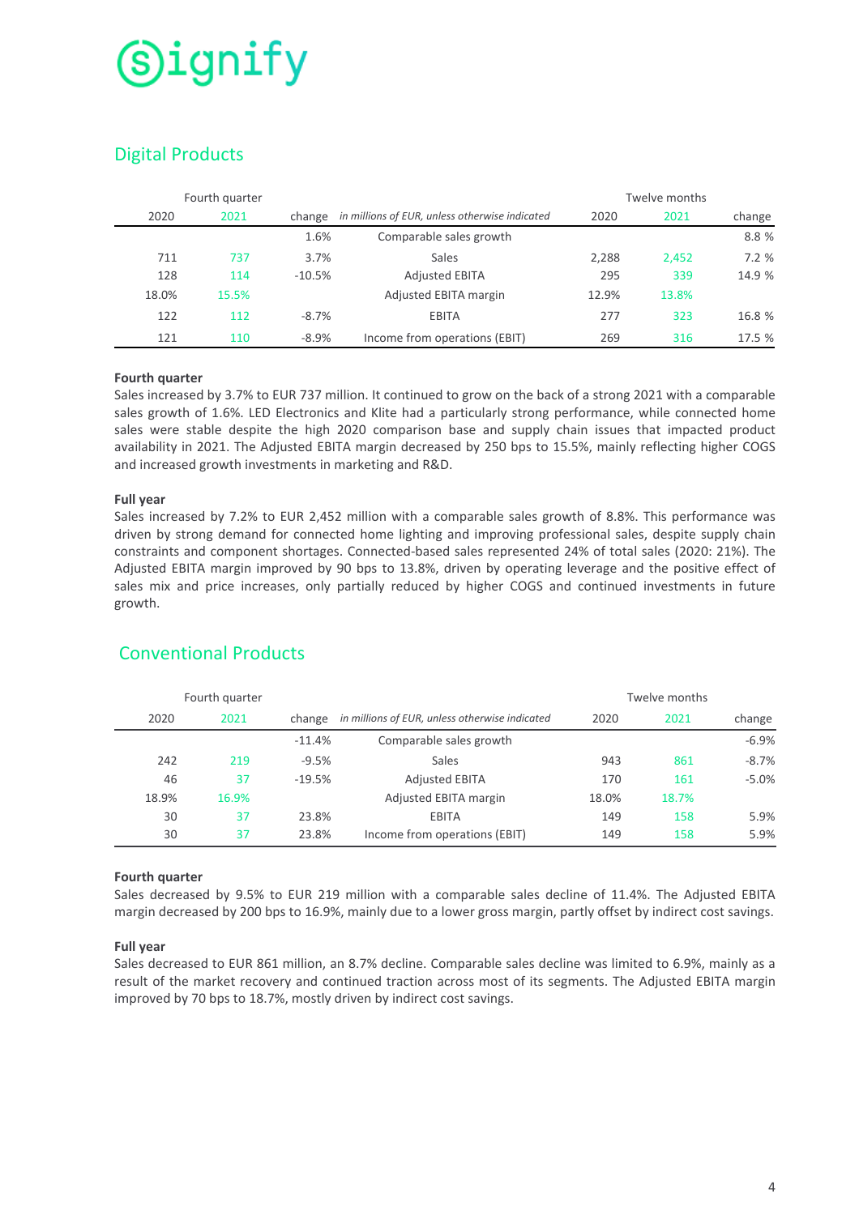## Digital Products

| Fourth quarter | | | | Twelve months | | |
|---|---|---|---|---|---|---|
| 2020 | 2021 | change | *in millions of EUR, unless otherwise indicated* | 2020 | 2021 | change |
| | | 1.6% | Comparable sales growth | | | 8.8 % |
| 711 | 737 | 3.7% | Sales | 2,288 | 2,452 | 7.2 % |
| 128 | 114 | -10.5% | Adjusted EBITA | 295 | 339 | 14.9 % |
| 18.0% | 15.5% | | Adjusted EBITA margin | 12.9% | 13.8% | |
| 122 | 112 | -8.7% | EBITA | 277 | 323 | 16.8 % |
| 121 | 110 | -8.9% | Income from operations (EBIT) | 269 | 316 | 17.5 % |

**Fourth quarter**
Sales increased by 3.7% to EUR 737 million. It continued to grow on the back of a strong 2021 with a comparable sales growth of 1.6%. LED Electronics and Klite had a particularly strong performance, while connected home sales were stable despite the high 2020 comparison base and supply chain issues that impacted product availability in 2021. The Adjusted EBITA margin decreased by 250 bps to 15.5%, mainly reflecting higher COGS and increased growth investments in marketing and R&D.

**Full year**
Sales increased by 7.2% to EUR 2,452 million with a comparable sales growth of 8.8%. This performance was driven by strong demand for connected home lighting and improving professional sales, despite supply chain constraints and component shortages. Connected-based sales represented 24% of total sales (2020: 21%). The Adjusted EBITA margin improved by 90 bps to 13.8%, driven by operating leverage and the positive effect of sales mix and price increases, only partially reduced by higher COGS and continued investments in future growth.

## Conventional Products

| Fourth quarter | | | | Twelve months | | |
|---|---|---|---|---|---|---|
| 2020 | 2021 | change | *in millions of EUR, unless otherwise indicated* | 2020 | 2021 | change |
| | | -11.4% | Comparable sales growth | | | -6.9% |
| 242 | 219 | -9.5% | Sales | 943 | 861 | -8.7% |
| 46 | 37 | -19.5% | Adjusted EBITA | 170 | 161 | -5.0% |
| 18.9% | 16.9% | | Adjusted EBITA margin | 18.0% | 18.7% | |
| 30 | 37 | 23.8% | EBITA | 149 | 158 | 5.9% |
| 30 | 37 | 23.8% | Income from operations (EBIT) | 149 | 158 | 5.9% |

**Fourth quarter**
Sales decreased by 9.5% to EUR 219 million with a comparable sales decline of 11.4%. The Adjusted EBITA margin decreased by 200 bps to 16.9%, mainly due to a lower gross margin, partly offset by indirect cost savings.

**Full year**
Sales decreased to EUR 861 million, an 8.7% decline. Comparable sales decline was limited to 6.9%, mainly as a result of the market recovery and continued traction across most of its segments. The Adjusted EBITA margin improved by 70 bps to 18.7%, mostly driven by indirect cost savings.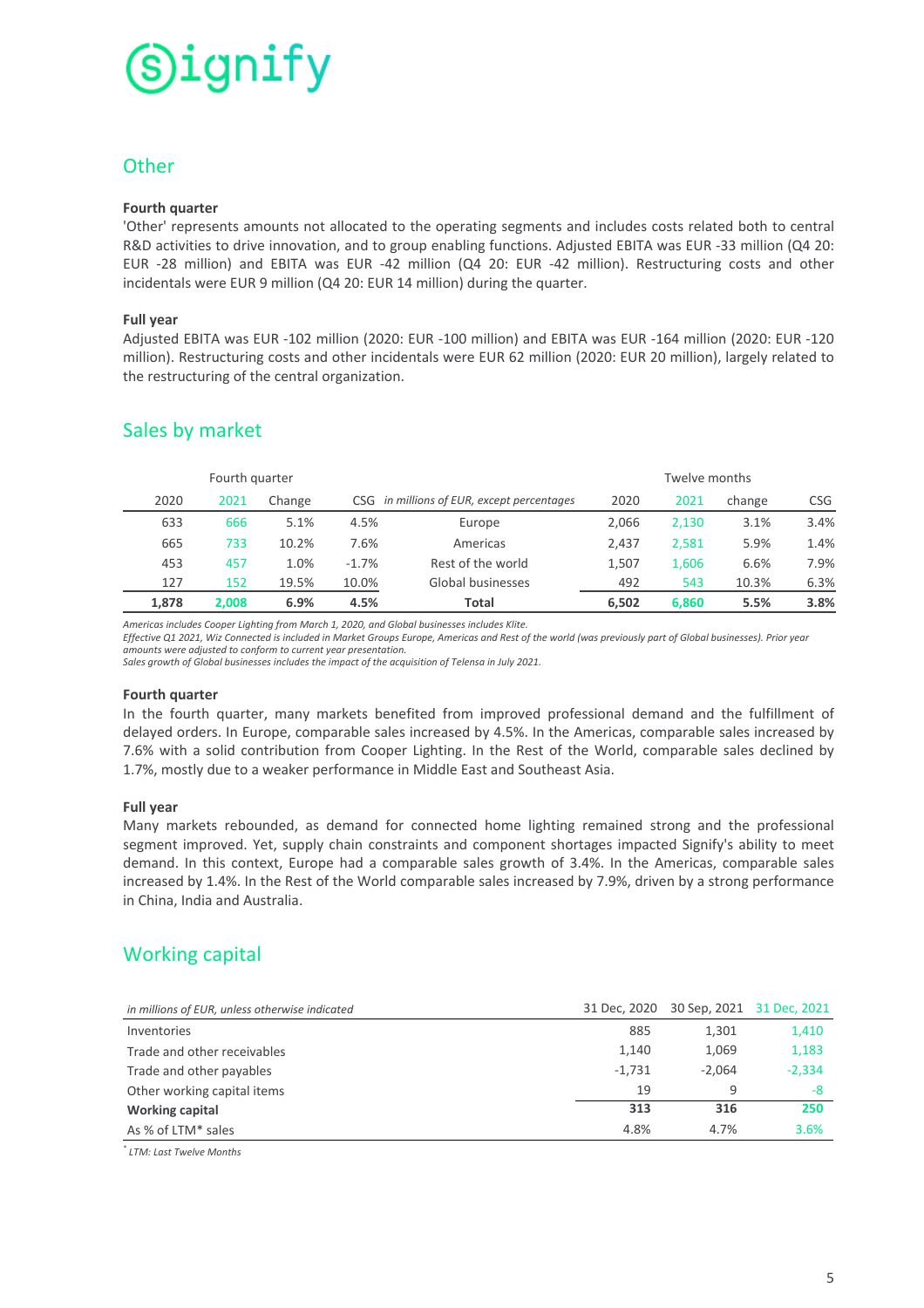## Other

**Fourth quarter**

'Other' represents amounts not allocated to the operating segments and includes costs related both to central R&D activities to drive innovation, and to group enabling functions. Adjusted EBITA was EUR -33 million (Q4 20: EUR -28 million) and EBITA was EUR -42 million (Q4 20: EUR -42 million). Restructuring costs and other incidentals were EUR 9 million (Q4 20: EUR 14 million) during the quarter.

**Full year**

Adjusted EBITA was EUR -102 million (2020: EUR -100 million) and EBITA was EUR -164 million (2020: EUR -120 million). Restructuring costs and other incidentals were EUR 62 million (2020: EUR 20 million), largely related to the restructuring of the central organization.

## Sales by market

| Fourth quarter | | | | | Twelve months | | | |
|---|---|---|---|---|---|---|---|---|
| 2020 | 2021 | Change | CSG | *in millions of EUR, except percentages* | 2020 | 2021 | change | CSG |
| 633 | 666 | 5.1% | 4.5% | Europe | 2,066 | 2,130 | 3.1% | 3.4% |
| 665 | 733 | 10.2% | 7.6% | Americas | 2,437 | 2,581 | 5.9% | 1.4% |
| 453 | 457 | 1.0% | -1.7% | Rest of the world | 1,507 | 1,606 | 6.6% | 7.9% |
| 127 | 152 | 19.5% | 10.0% | Global businesses | 492 | 543 | 10.3% | 6.3% |
| **1,878** | **2,008** | **6.9%** | **4.5%** | **Total** | **6,502** | **6,860** | **5.5%** | **3.8%** |

*Americas includes Cooper Lighting from March 1, 2020, and Global businesses includes Klite.*
*Effective Q1 2021, Wiz Connected is included in Market Groups Europe, Americas and Rest of the world (was previously part of Global businesses). Prior year amounts were adjusted to conform to current year presentation.*
*Sales growth of Global businesses includes the impact of the acquisition of Telensa in July 2021.*

**Fourth quarter**

In the fourth quarter, many markets benefited from improved professional demand and the fulfillment of delayed orders. In Europe, comparable sales increased by 4.5%. In the Americas, comparable sales increased by 7.6% with a solid contribution from Cooper Lighting. In the Rest of the World, comparable sales declined by 1.7%, mostly due to a weaker performance in Middle East and Southeast Asia.

**Full year**

Many markets rebounded, as demand for connected home lighting remained strong and the professional segment improved. Yet, supply chain constraints and component shortages impacted Signify's ability to meet demand. In this context, Europe had a comparable sales growth of 3.4%. In the Americas, comparable sales increased by 1.4%. In the Rest of the World comparable sales increased by 7.9%, driven by a strong performance in China, India and Australia.

## Working capital

| *in millions of EUR, unless otherwise indicated* | 31 Dec, 2020 | 30 Sep, 2021 | 31 Dec, 2021 |
|---|---|---|---|
| Inventories | 885 | 1,301 | 1,410 |
| Trade and other receivables | 1,140 | 1,069 | 1,183 |
| Trade and other payables | -1,731 | -2,064 | -2,334 |
| Other working capital items | 19 | 9 | -8 |
| **Working capital** | **313** | **316** | **250** |
| As % of LTM* sales | 4.8% | 4.7% | 3.6% |

* *LTM: Last Twelve Months*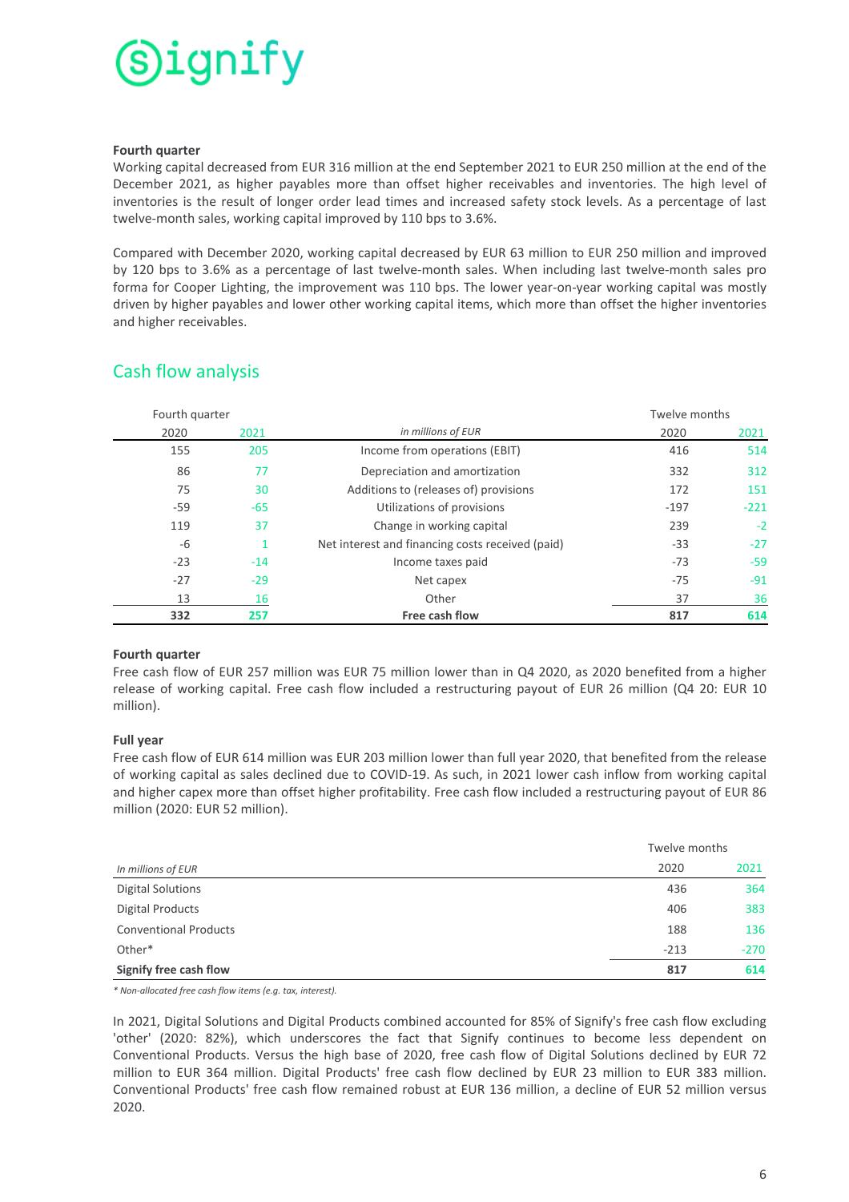#### Fourth quarter

Working capital decreased from EUR 316 million at the end September 2021 to EUR 250 million at the end of the December 2021, as higher payables more than offset higher receivables and inventories. The high level of inventories is the result of longer order lead times and increased safety stock levels. As a percentage of last twelve-month sales, working capital improved by 110 bps to 3.6%.

Compared with December 2020, working capital decreased by EUR 63 million to EUR 250 million and improved by 120 bps to 3.6% as a percentage of last twelve-month sales. When including last twelve-month sales pro forma for Cooper Lighting, the improvement was 110 bps. The lower year-on-year working capital was mostly driven by higher payables and lower other working capital items, which more than offset the higher inventories and higher receivables.

## Cash flow analysis

| Fourth quarter | | | Twelve months | |
|---|---|---|---|---|
| 2020 | 2021 | *in millions of EUR* | 2020 | 2021 |
| 155 | 205 | Income from operations (EBIT) | 416 | 514 |
| 86 | 77 | Depreciation and amortization | 332 | 312 |
| 75 | 30 | Additions to (releases of) provisions | 172 | 151 |
| -59 | -65 | Utilizations of provisions | -197 | -221 |
| 119 | 37 | Change in working capital | 239 | -2 |
| -6 | 1 | Net interest and financing costs received (paid) | -33 | -27 |
| -23 | -14 | Income taxes paid | -73 | -59 |
| -27 | -29 | Net capex | -75 | -91 |
| 13 | 16 | Other | 37 | 36 |
| **332** | **257** | **Free cash flow** | **817** | **614** |

#### Fourth quarter

Free cash flow of EUR 257 million was EUR 75 million lower than in Q4 2020, as 2020 benefited from a higher release of working capital. Free cash flow included a restructuring payout of EUR 26 million (Q4 20: EUR 10 million).

#### Full year

Free cash flow of EUR 614 million was EUR 203 million lower than full year 2020, that benefited from the release of working capital as sales declined due to COVID-19. As such, in 2021 lower cash inflow from working capital and higher capex more than offset higher profitability. Free cash flow included a restructuring payout of EUR 86 million (2020: EUR 52 million).

| | Twelve months | |
|---|---|---|
| *In millions of EUR* | 2020 | 2021 |
| Digital Solutions | 436 | 364 |
| Digital Products | 406 | 383 |
| Conventional Products | 188 | 136 |
| Other* | -213 | -270 |
| **Signify free cash flow** | **817** | **614** |

*\* Non-allocated free cash flow items (e.g. tax, interest).*

In 2021, Digital Solutions and Digital Products combined accounted for 85% of Signify's free cash flow excluding 'other' (2020: 82%), which underscores the fact that Signify continues to become less dependent on Conventional Products. Versus the high base of 2020, free cash flow of Digital Solutions declined by EUR 72 million to EUR 364 million. Digital Products' free cash flow declined by EUR 23 million to EUR 383 million. Conventional Products' free cash flow remained robust at EUR 136 million, a decline of EUR 52 million versus 2020.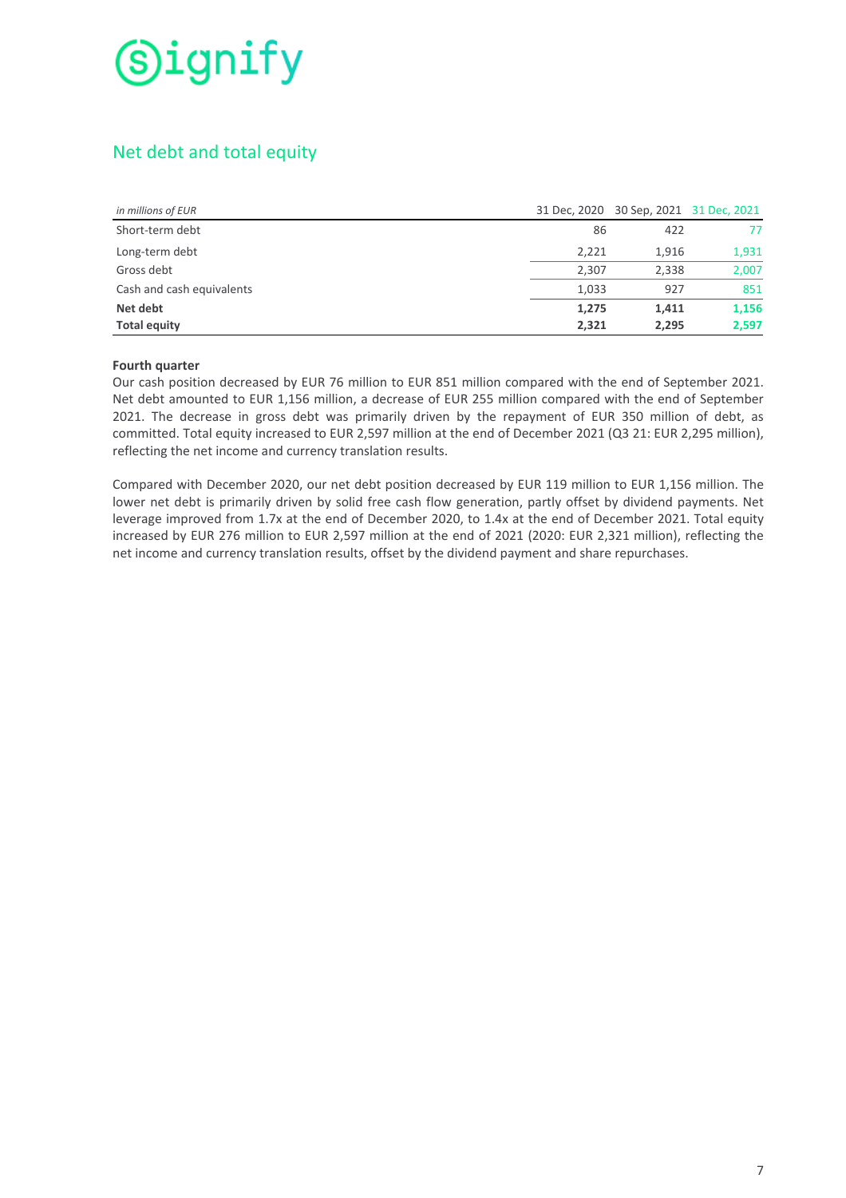## Net debt and total equity

| *in millions of EUR* | 31 Dec, 2020 | 30 Sep, 2021 | 31 Dec, 2021 |
|---|---|---|---|
| Short-term debt | 86 | 422 | 77 |
| Long-term debt | 2,221 | 1,916 | 1,931 |
| Gross debt | 2,307 | 2,338 | 2,007 |
| Cash and cash equivalents | 1,033 | 927 | 851 |
| **Net debt** | **1,275** | **1,411** | **1,156** |
| **Total equity** | **2,321** | **2,295** | **2,597** |

**Fourth quarter**

Our cash position decreased by EUR 76 million to EUR 851 million compared with the end of September 2021. Net debt amounted to EUR 1,156 million, a decrease of EUR 255 million compared with the end of September 2021. The decrease in gross debt was primarily driven by the repayment of EUR 350 million of debt, as committed. Total equity increased to EUR 2,597 million at the end of December 2021 (Q3 21: EUR 2,295 million), reflecting the net income and currency translation results.

Compared with December 2020, our net debt position decreased by EUR 119 million to EUR 1,156 million. The lower net debt is primarily driven by solid free cash flow generation, partly offset by dividend payments. Net leverage improved from 1.7x at the end of December 2020, to 1.4x at the end of December 2021. Total equity increased by EUR 276 million to EUR 2,597 million at the end of 2021 (2020: EUR 2,321 million), reflecting the net income and currency translation results, offset by the dividend payment and share repurchases.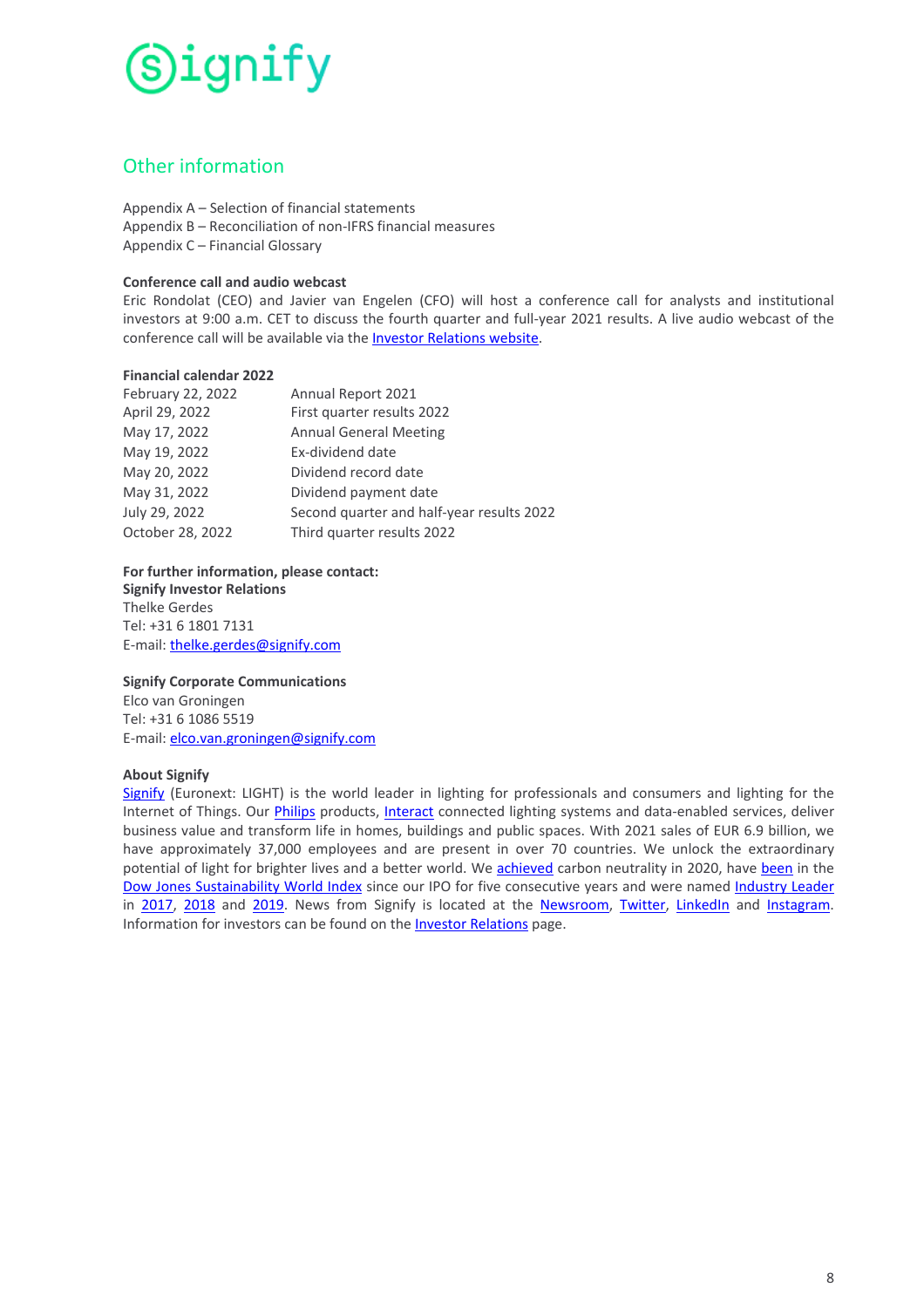## Other information

Appendix A – Selection of financial statements
Appendix B – Reconciliation of non-IFRS financial measures
Appendix C – Financial Glossary

**Conference call and audio webcast**

Eric Rondolat (CEO) and Javier van Engelen (CFO) will host a conference call for analysts and institutional investors at 9:00 a.m. CET to discuss the fourth quarter and full-year 2021 results. A live audio webcast of the conference call will be available via the Investor Relations website.

**Financial calendar 2022**

| | |
|---|---|
| February 22, 2022 | Annual Report 2021 |
| April 29, 2022 | First quarter results 2022 |
| May 17, 2022 | Annual General Meeting |
| May 19, 2022 | Ex-dividend date |
| May 20, 2022 | Dividend record date |
| May 31, 2022 | Dividend payment date |
| July 29, 2022 | Second quarter and half-year results 2022 |
| October 28, 2022 | Third quarter results 2022 |

**For further information, please contact:**
**Signify Investor Relations**
Thelke Gerdes
Tel: +31 6 1801 7131
E-mail: thelke.gerdes@signify.com

**Signify Corporate Communications**
Elco van Groningen
Tel: +31 6 1086 5519
E-mail: elco.van.groningen@signify.com

**About Signify**

Signify (Euronext: LIGHT) is the world leader in lighting for professionals and consumers and lighting for the Internet of Things. Our Philips products, Interact connected lighting systems and data-enabled services, deliver business value and transform life in homes, buildings and public spaces. With 2021 sales of EUR 6.9 billion, we have approximately 37,000 employees and are present in over 70 countries. We unlock the extraordinary potential of light for brighter lives and a better world. We achieved carbon neutrality in 2020, have been in the Dow Jones Sustainability World Index since our IPO for five consecutive years and were named Industry Leader in 2017, 2018 and 2019. News from Signify is located at the Newsroom, Twitter, LinkedIn and Instagram. Information for investors can be found on the Investor Relations page.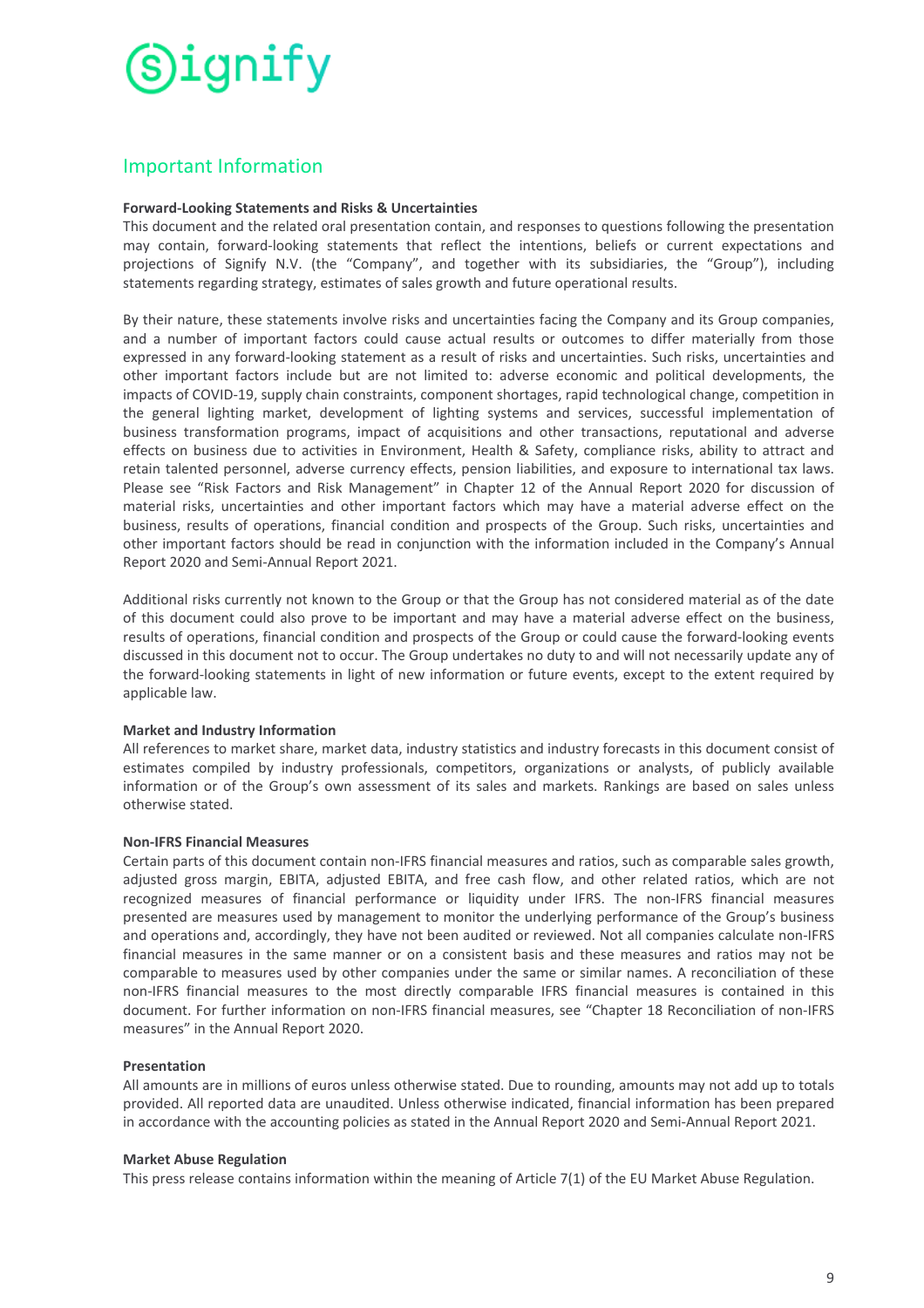## Important Information

**Forward-Looking Statements and Risks & Uncertainties**

This document and the related oral presentation contain, and responses to questions following the presentation may contain, forward-looking statements that reflect the intentions, beliefs or current expectations and projections of Signify N.V. (the "Company", and together with its subsidiaries, the "Group"), including statements regarding strategy, estimates of sales growth and future operational results.

By their nature, these statements involve risks and uncertainties facing the Company and its Group companies, and a number of important factors could cause actual results or outcomes to differ materially from those expressed in any forward-looking statement as a result of risks and uncertainties. Such risks, uncertainties and other important factors include but are not limited to: adverse economic and political developments, the impacts of COVID-19, supply chain constraints, component shortages, rapid technological change, competition in the general lighting market, development of lighting systems and services, successful implementation of business transformation programs, impact of acquisitions and other transactions, reputational and adverse effects on business due to activities in Environment, Health & Safety, compliance risks, ability to attract and retain talented personnel, adverse currency effects, pension liabilities, and exposure to international tax laws. Please see "Risk Factors and Risk Management" in Chapter 12 of the Annual Report 2020 for discussion of material risks, uncertainties and other important factors which may have a material adverse effect on the business, results of operations, financial condition and prospects of the Group. Such risks, uncertainties and other important factors should be read in conjunction with the information included in the Company's Annual Report 2020 and Semi-Annual Report 2021.

Additional risks currently not known to the Group or that the Group has not considered material as of the date of this document could also prove to be important and may have a material adverse effect on the business, results of operations, financial condition and prospects of the Group or could cause the forward-looking events discussed in this document not to occur. The Group undertakes no duty to and will not necessarily update any of the forward-looking statements in light of new information or future events, except to the extent required by applicable law.

**Market and Industry Information**

All references to market share, market data, industry statistics and industry forecasts in this document consist of estimates compiled by industry professionals, competitors, organizations or analysts, of publicly available information or of the Group's own assessment of its sales and markets. Rankings are based on sales unless otherwise stated.

**Non-IFRS Financial Measures**

Certain parts of this document contain non-IFRS financial measures and ratios, such as comparable sales growth, adjusted gross margin, EBITA, adjusted EBITA, and free cash flow, and other related ratios, which are not recognized measures of financial performance or liquidity under IFRS. The non-IFRS financial measures presented are measures used by management to monitor the underlying performance of the Group's business and operations and, accordingly, they have not been audited or reviewed. Not all companies calculate non-IFRS financial measures in the same manner or on a consistent basis and these measures and ratios may not be comparable to measures used by other companies under the same or similar names. A reconciliation of these non-IFRS financial measures to the most directly comparable IFRS financial measures is contained in this document. For further information on non-IFRS financial measures, see "Chapter 18 Reconciliation of non-IFRS measures" in the Annual Report 2020.

**Presentation**

All amounts are in millions of euros unless otherwise stated. Due to rounding, amounts may not add up to totals provided. All reported data are unaudited. Unless otherwise indicated, financial information has been prepared in accordance with the accounting policies as stated in the Annual Report 2020 and Semi-Annual Report 2021.

**Market Abuse Regulation**

This press release contains information within the meaning of Article 7(1) of the EU Market Abuse Regulation.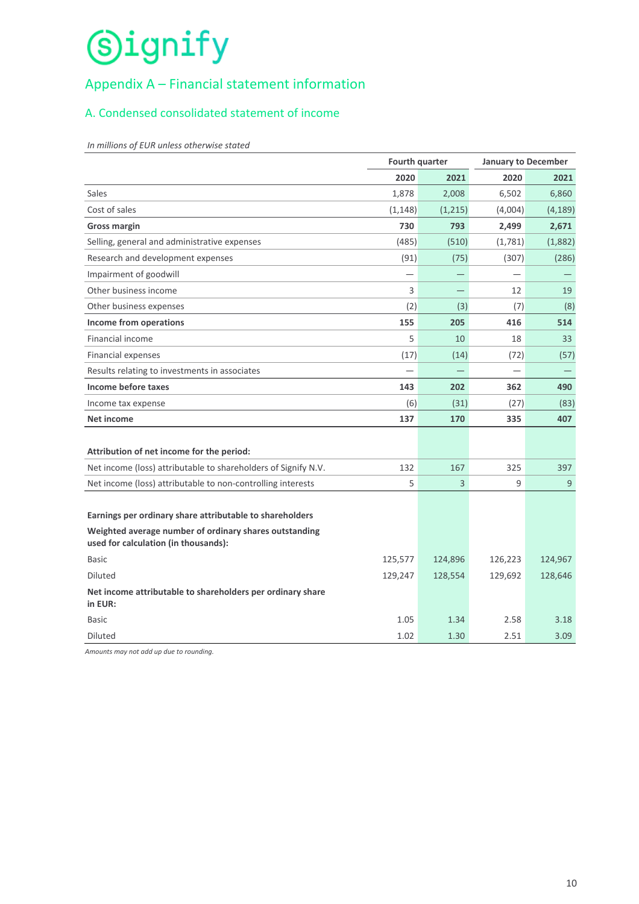# Appendix A – Financial statement information

## A. Condensed consolidated statement of income

*In millions of EUR unless otherwise stated*

| | Fourth quarter | | January to December | |
|---|---|---|---|---|
| | **2020** | **2021** | **2020** | **2021** |
| Sales | 1,878 | 2,008 | 6,502 | 6,860 |
| Cost of sales | (1,148) | (1,215) | (4,004) | (4,189) |
| **Gross margin** | **730** | **793** | **2,499** | **2,671** |
| Selling, general and administrative expenses | (485) | (510) | (1,781) | (1,882) |
| Research and development expenses | (91) | (75) | (307) | (286) |
| Impairment of goodwill | — | — | — | — |
| Other business income | 3 | — | 12 | 19 |
| Other business expenses | (2) | (3) | (7) | (8) |
| **Income from operations** | **155** | **205** | **416** | **514** |
| Financial income | 5 | 10 | 18 | 33 |
| Financial expenses | (17) | (14) | (72) | (57) |
| Results relating to investments in associates | — | — | — | — |
| **Income before taxes** | **143** | **202** | **362** | **490** |
| Income tax expense | (6) | (31) | (27) | (83) |
| **Net income** | **137** | **170** | **335** | **407** |
| | | | | |
| **Attribution of net income for the period:** | | | | |
| Net income (loss) attributable to shareholders of Signify N.V. | 132 | 167 | 325 | 397 |
| Net income (loss) attributable to non-controlling interests | 5 | 3 | 9 | 9 |
| | | | | |
| **Earnings per ordinary share attributable to shareholders** | | | | |
| **Weighted average number of ordinary shares outstanding used for calculation (in thousands):** | | | | |
| Basic | 125,577 | 124,896 | 126,223 | 124,967 |
| Diluted | 129,247 | 128,554 | 129,692 | 128,646 |
| **Net income attributable to shareholders per ordinary share in EUR:** | | | | |
| Basic | 1.05 | 1.34 | 2.58 | 3.18 |
| Diluted | 1.02 | 1.30 | 2.51 | 3.09 |

*Amounts may not add up due to rounding.*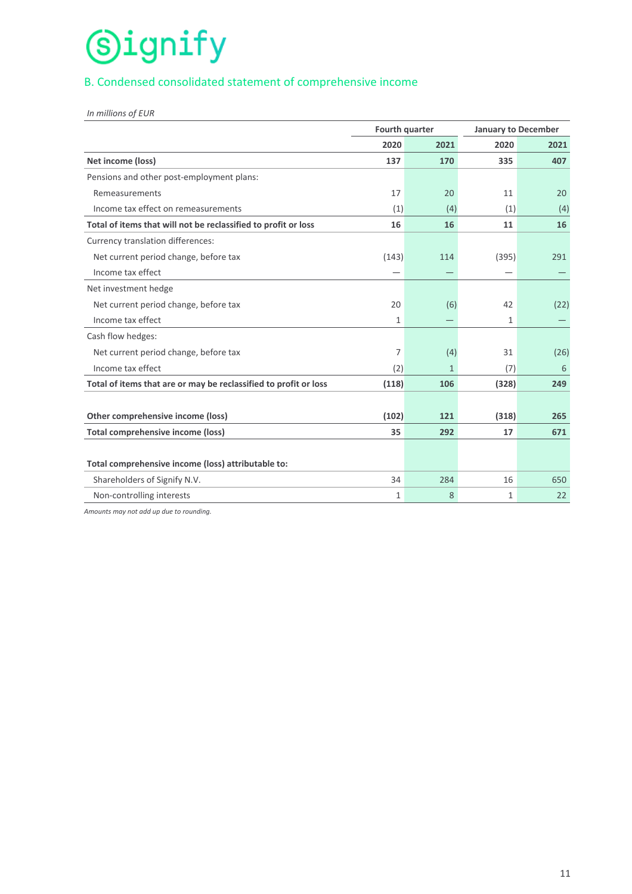Signify

## B. Condensed consolidated statement of comprehensive income

*In millions of EUR*

| | Fourth quarter | | January to December | |
|---|---|---|---|---|
| | **2020** | **2021** | **2020** | **2021** |
| **Net income (loss)** | **137** | **170** | **335** | **407** |
| Pensions and other post-employment plans: | | | | |
| Remeasurements | 17 | 20 | 11 | 20 |
| Income tax effect on remeasurements | (1) | (4) | (1) | (4) |
| **Total of items that will not be reclassified to profit or loss** | **16** | **16** | **11** | **16** |
| Currency translation differences: | | | | |
| Net current period change, before tax | (143) | 114 | (395) | 291 |
| Income tax effect | — | — | — | — |
| Net investment hedge | | | | |
| Net current period change, before tax | 20 | (6) | 42 | (22) |
| Income tax effect | 1 | — | 1 | — |
| Cash flow hedges: | | | | |
| Net current period change, before tax | 7 | (4) | 31 | (26) |
| Income tax effect | (2) | 1 | (7) | 6 |
| **Total of items that are or may be reclassified to profit or loss** | **(118)** | **106** | **(328)** | **249** |
| | | | | |
| **Other comprehensive income (loss)** | **(102)** | **121** | **(318)** | **265** |
| **Total comprehensive income (loss)** | **35** | **292** | **17** | **671** |
| | | | | |
| **Total comprehensive income (loss) attributable to:** | | | | |
| Shareholders of Signify N.V. | 34 | 284 | 16 | 650 |
| Non-controlling interests | 1 | 8 | 1 | 22 |

*Amounts may not add up due to rounding.*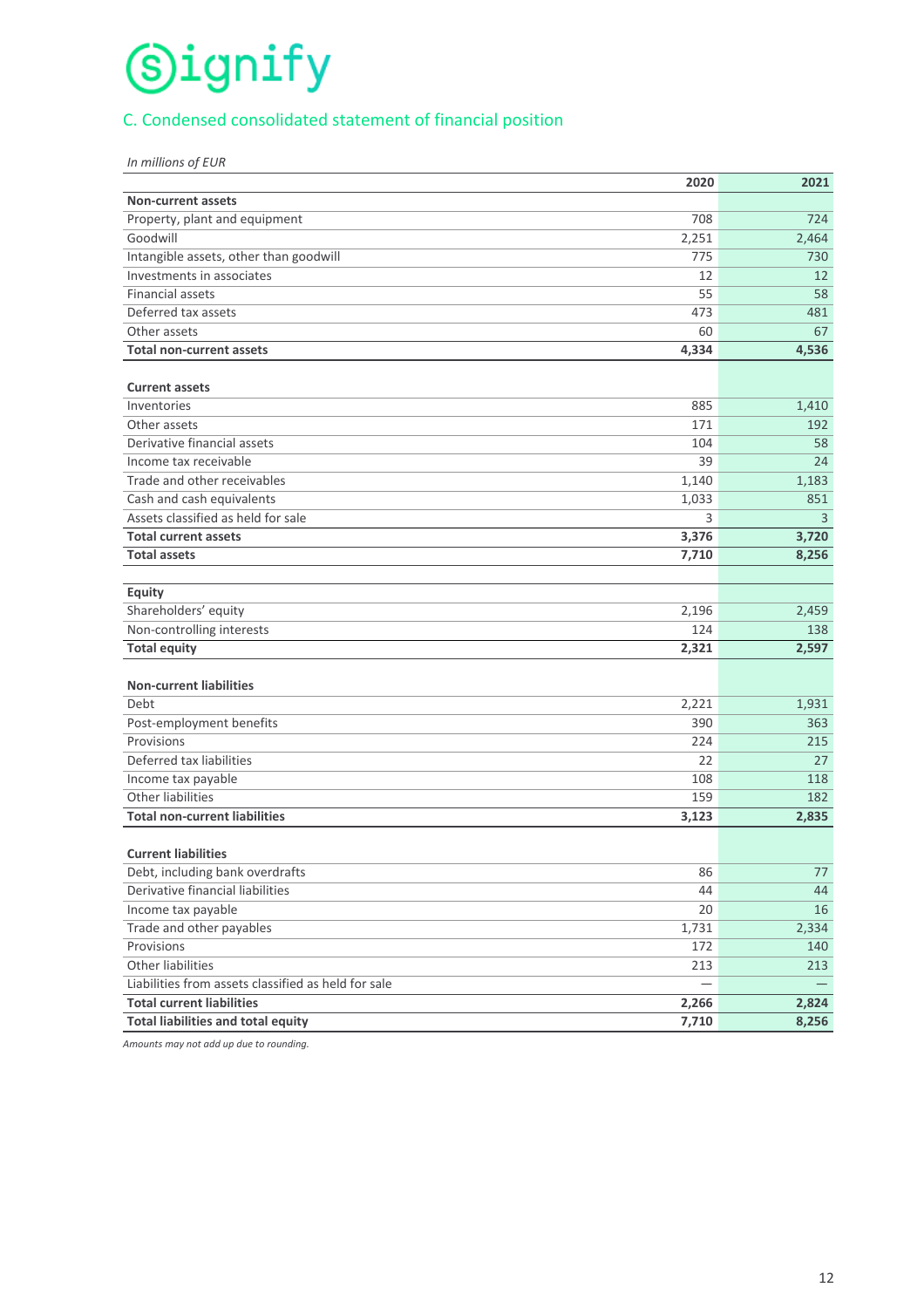## C. Condensed consolidated statement of financial position

*In millions of EUR*

| | 2020 | 2021 |
|---|---|---|
| **Non-current assets** | | |
| Property, plant and equipment | 708 | 724 |
| Goodwill | 2,251 | 2,464 |
| Intangible assets, other than goodwill | 775 | 730 |
| Investments in associates | 12 | 12 |
| Financial assets | 55 | 58 |
| Deferred tax assets | 473 | 481 |
| Other assets | 60 | 67 |
| **Total non-current assets** | **4,334** | **4,536** |
| | | |
| **Current assets** | | |
| Inventories | 885 | 1,410 |
| Other assets | 171 | 192 |
| Derivative financial assets | 104 | 58 |
| Income tax receivable | 39 | 24 |
| Trade and other receivables | 1,140 | 1,183 |
| Cash and cash equivalents | 1,033 | 851 |
| Assets classified as held for sale | 3 | 3 |
| **Total current assets** | **3,376** | **3,720** |
| **Total assets** | **7,710** | **8,256** |
| | | |
| **Equity** | | |
| Shareholders' equity | 2,196 | 2,459 |
| Non-controlling interests | 124 | 138 |
| **Total equity** | **2,321** | **2,597** |
| | | |
| **Non-current liabilities** | | |
| Debt | 2,221 | 1,931 |
| Post-employment benefits | 390 | 363 |
| Provisions | 224 | 215 |
| Deferred tax liabilities | 22 | 27 |
| Income tax payable | 108 | 118 |
| Other liabilities | 159 | 182 |
| **Total non-current liabilities** | **3,123** | **2,835** |
| | | |
| **Current liabilities** | | |
| Debt, including bank overdrafts | 86 | 77 |
| Derivative financial liabilities | 44 | 44 |
| Income tax payable | 20 | 16 |
| Trade and other payables | 1,731 | 2,334 |
| Provisions | 172 | 140 |
| Other liabilities | 213 | 213 |
| Liabilities from assets classified as held for sale | — | — |
| **Total current liabilities** | **2,266** | **2,824** |
| **Total liabilities and total equity** | **7,710** | **8,256** |

*Amounts may not add up due to rounding.*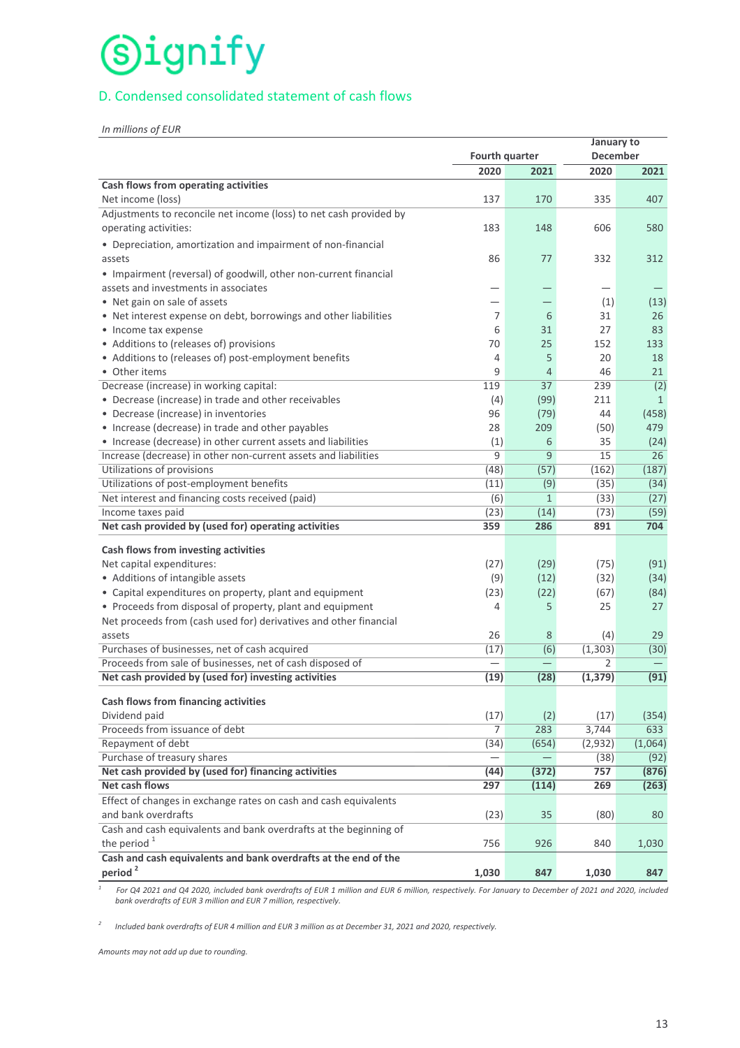Signify

## D. Condensed consolidated statement of cash flows

*In millions of EUR*

| | Fourth quarter | | January to December | |
|---|---|---|---|---|
| | 2020 | 2021 | 2020 | 2021 |
| **Cash flows from operating activities** | | | | |
| Net income (loss) | 137 | 170 | 335 | 407 |
| Adjustments to reconcile net income (loss) to net cash provided by operating activities: | 183 | 148 | 606 | 580 |
| • Depreciation, amortization and impairment of non-financial assets | 86 | 77 | 332 | 312 |
| • Impairment (reversal) of goodwill, other non-current financial assets and investments in associates | — | — | — | — |
| • Net gain on sale of assets | — | — | (1) | (13) |
| • Net interest expense on debt, borrowings and other liabilities | 7 | 6 | 31 | 26 |
| • Income tax expense | 6 | 31 | 27 | 83 |
| • Additions to (releases of) provisions | 70 | 25 | 152 | 133 |
| • Additions to (releases of) post-employment benefits | 4 | 5 | 20 | 18 |
| • Other items | 9 | 4 | 46 | 21 |
| Decrease (increase) in working capital: | 119 | 37 | 239 | (2) |
| • Decrease (increase) in trade and other receivables | (4) | (99) | 211 | 1 |
| • Decrease (increase) in inventories | 96 | (79) | 44 | (458) |
| • Increase (decrease) in trade and other payables | 28 | 209 | (50) | 479 |
| • Increase (decrease) in other current assets and liabilities | (1) | 6 | 35 | (24) |
| Increase (decrease) in other non-current assets and liabilities | 9 | 9 | 15 | 26 |
| Utilizations of provisions | (48) | (57) | (162) | (187) |
| Utilizations of post-employment benefits | (11) | (9) | (35) | (34) |
| Net interest and financing costs received (paid) | (6) | 1 | (33) | (27) |
| Income taxes paid | (23) | (14) | (73) | (59) |
| **Net cash provided by (used for) operating activities** | **359** | **286** | **891** | **704** |
| **Cash flows from investing activities** | | | | |
| Net capital expenditures: | (27) | (29) | (75) | (91) |
| • Additions of intangible assets | (9) | (12) | (32) | (34) |
| • Capital expenditures on property, plant and equipment | (23) | (22) | (67) | (84) |
| • Proceeds from disposal of property, plant and equipment | 4 | 5 | 25 | 27 |
| Net proceeds from (cash used for) derivatives and other financial assets | 26 | 8 | (4) | 29 |
| Purchases of businesses, net of cash acquired | (17) | (6) | (1,303) | (30) |
| Proceeds from sale of businesses, net of cash disposed of | — | — | 2 | — |
| **Net cash provided by (used for) investing activities** | **(19)** | **(28)** | **(1,379)** | **(91)** |
| **Cash flows from financing activities** | | | | |
| Dividend paid | (17) | (2) | (17) | (354) |
| Proceeds from issuance of debt | 7 | 283 | 3,744 | 633 |
| Repayment of debt | (34) | (654) | (2,932) | (1,064) |
| Purchase of treasury shares | — | — | (38) | (92) |
| **Net cash provided by (used for) financing activities** | **(44)** | **(372)** | **757** | **(876)** |
| **Net cash flows** | **297** | **(114)** | **269** | **(263)** |
| Effect of changes in exchange rates on cash and cash equivalents and bank overdrafts | (23) | 35 | (80) | 80 |
| Cash and cash equivalents and bank overdrafts at the beginning of the period [1] | 756 | 926 | 840 | 1,030 |
| **Cash and cash equivalents and bank overdrafts at the end of the period [2]** | **1,030** | **847** | **1,030** | **847** |

[1] *For Q4 2021 and Q4 2020, included bank overdrafts of EUR 1 million and EUR 6 million, respectively. For January to December of 2021 and 2020, included bank overdrafts of EUR 3 million and EUR 7 million, respectively.*

[2] *Included bank overdrafts of EUR 4 million and EUR 3 million as at December 31, 2021 and 2020, respectively.*

*Amounts may not add up due to rounding.*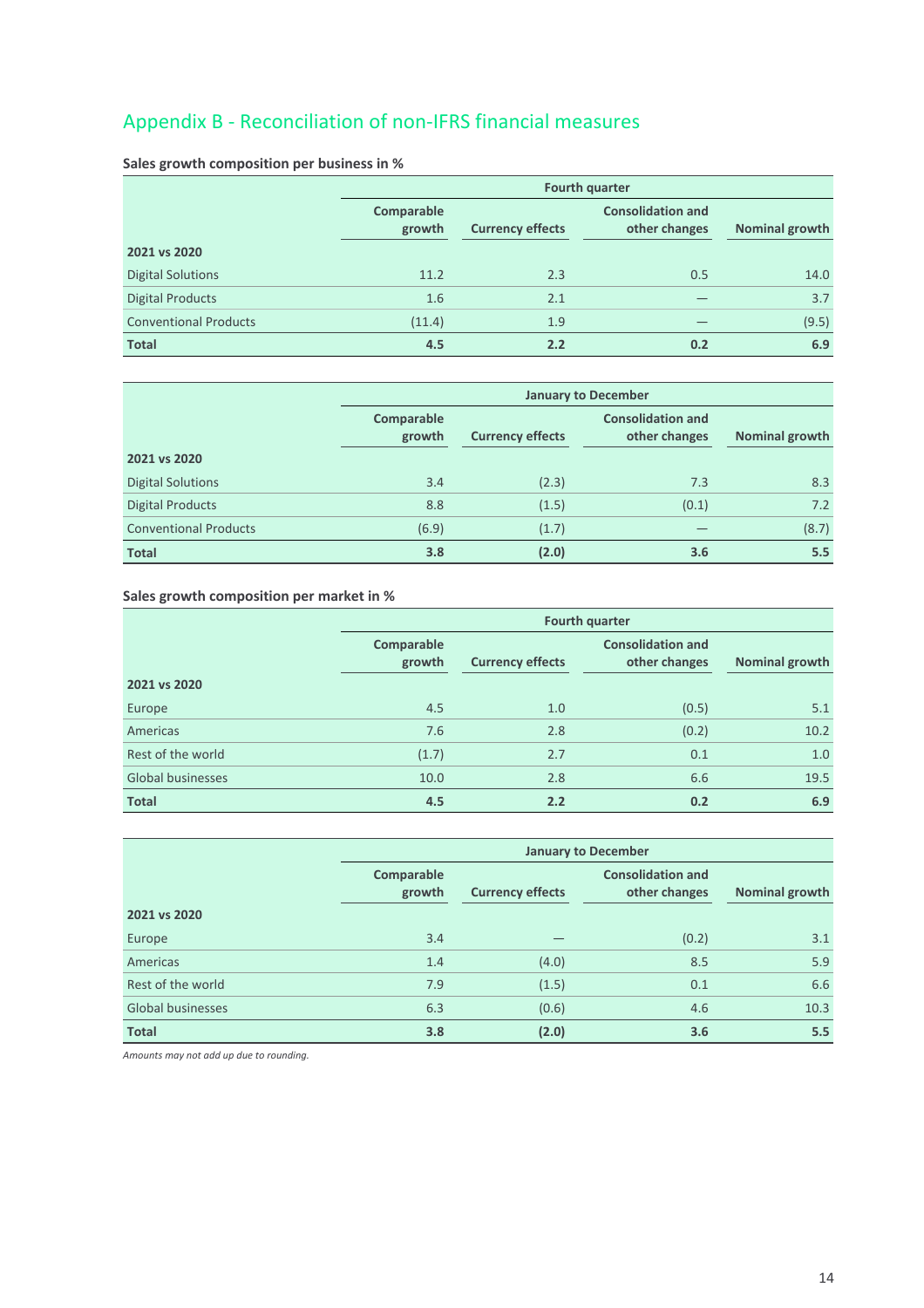## Appendix B - Reconciliation of non-IFRS financial measures

**Sales growth composition per business in %**

| | Fourth quarter | | | |
|---|---|---|---|---|
| | Comparable growth | Currency effects | Consolidation and other changes | Nominal growth |
| **2021 vs 2020** | | | | |
| Digital Solutions | 11.2 | 2.3 | 0.5 | 14.0 |
| Digital Products | 1.6 | 2.1 | — | 3.7 |
| Conventional Products | (11.4) | 1.9 | — | (9.5) |
| **Total** | **4.5** | **2.2** | **0.2** | **6.9** |

| | January to December | | | |
|---|---|---|---|---|
| | Comparable growth | Currency effects | Consolidation and other changes | Nominal growth |
| **2021 vs 2020** | | | | |
| Digital Solutions | 3.4 | (2.3) | 7.3 | 8.3 |
| Digital Products | 8.8 | (1.5) | (0.1) | 7.2 |
| Conventional Products | (6.9) | (1.7) | — | (8.7) |
| **Total** | **3.8** | **(2.0)** | **3.6** | **5.5** |

**Sales growth composition per market in %**

| | Fourth quarter | | | |
|---|---|---|---|---|
| | Comparable growth | Currency effects | Consolidation and other changes | Nominal growth |
| **2021 vs 2020** | | | | |
| Europe | 4.5 | 1.0 | (0.5) | 5.1 |
| Americas | 7.6 | 2.8 | (0.2) | 10.2 |
| Rest of the world | (1.7) | 2.7 | 0.1 | 1.0 |
| Global businesses | 10.0 | 2.8 | 6.6 | 19.5 |
| **Total** | **4.5** | **2.2** | **0.2** | **6.9** |

| | January to December | | | |
|---|---|---|---|---|
| | Comparable growth | Currency effects | Consolidation and other changes | Nominal growth |
| **2021 vs 2020** | | | | |
| Europe | 3.4 | — | (0.2) | 3.1 |
| Americas | 1.4 | (4.0) | 8.5 | 5.9 |
| Rest of the world | 7.9 | (1.5) | 0.1 | 6.6 |
| Global businesses | 6.3 | (0.6) | 4.6 | 10.3 |
| **Total** | **3.8** | **(2.0)** | **3.6** | **5.5** |

*Amounts may not add up due to rounding.*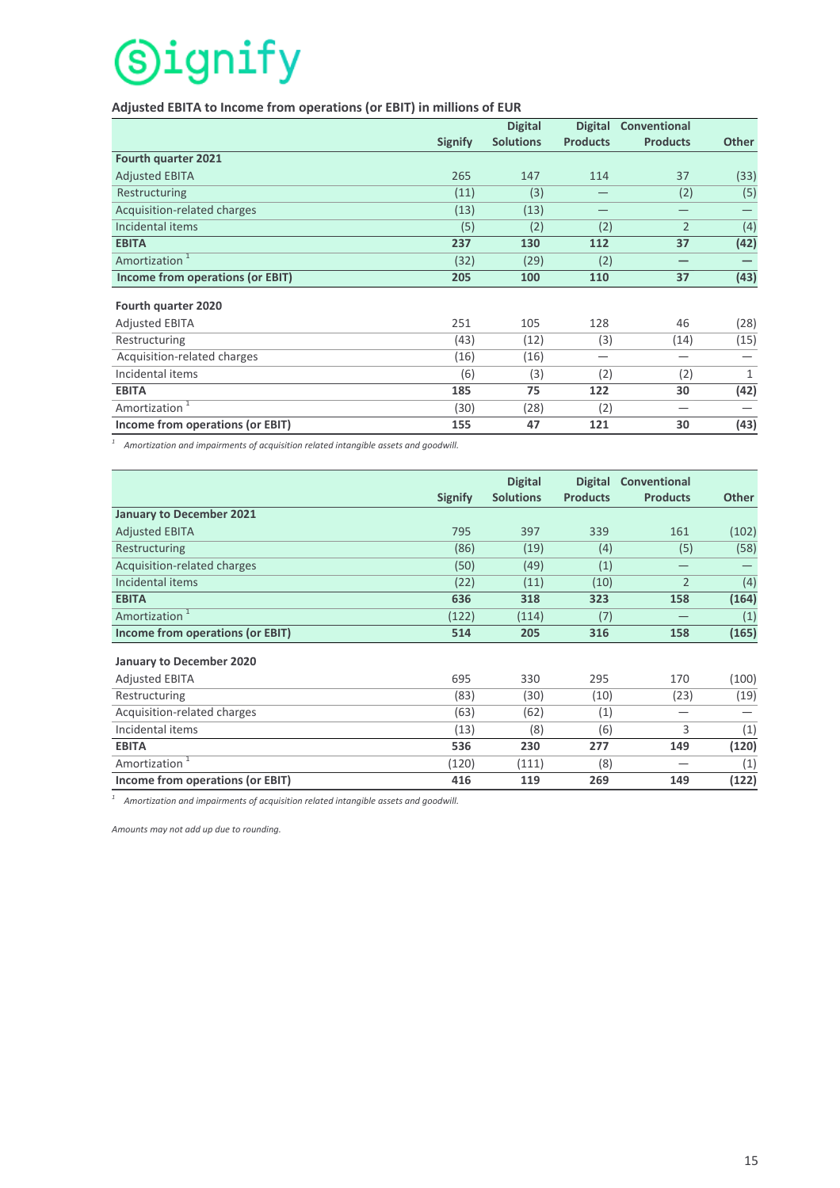**Adjusted EBITA to Income from operations (or EBIT) in millions of EUR**

| | Signify | Digital Solutions | Digital Products | Conventional Products | Other |
|---|---|---|---|---|---|
| **Fourth quarter 2021** | | | | | |
| Adjusted EBITA | 265 | 147 | 114 | 37 | (33) |
| Restructuring | (11) | (3) | — | (2) | (5) |
| Acquisition-related charges | (13) | (13) | — | — | — |
| Incidental items | (5) | (2) | (2) | 2 | (4) |
| **EBITA** | **237** | **130** | **112** | **37** | **(42)** |
| Amortization [1] | (32) | (29) | (2) | — | — |
| **Income from operations (or EBIT)** | **205** | **100** | **110** | **37** | **(43)** |
| | | | | | |
| **Fourth quarter 2020** | | | | | |
| Adjusted EBITA | 251 | 105 | 128 | 46 | (28) |
| Restructuring | (43) | (12) | (3) | (14) | (15) |
| Acquisition-related charges | (16) | (16) | — | — | — |
| Incidental items | (6) | (3) | (2) | (2) | 1 |
| **EBITA** | **185** | **75** | **122** | **30** | **(42)** |
| Amortization [1] | (30) | (28) | (2) | — | — |
| **Income from operations (or EBIT)** | **155** | **47** | **121** | **30** | **(43)** |

[1] *Amortization and impairments of acquisition related intangible assets and goodwill.*

| | Signify | Digital Solutions | Digital Products | Conventional Products | Other |
|---|---|---|---|---|---|
| **January to December 2021** | | | | | |
| Adjusted EBITA | 795 | 397 | 339 | 161 | (102) |
| Restructuring | (86) | (19) | (4) | (5) | (58) |
| Acquisition-related charges | (50) | (49) | (1) | — | — |
| Incidental items | (22) | (11) | (10) | 2 | (4) |
| **EBITA** | **636** | **318** | **323** | **158** | **(164)** |
| Amortization [1] | (122) | (114) | (7) | — | (1) |
| **Income from operations (or EBIT)** | **514** | **205** | **316** | **158** | **(165)** |
| | | | | | |
| **January to December 2020** | | | | | |
| Adjusted EBITA | 695 | 330 | 295 | 170 | (100) |
| Restructuring | (83) | (30) | (10) | (23) | (19) |
| Acquisition-related charges | (63) | (62) | (1) | — | — |
| Incidental items | (13) | (8) | (6) | 3 | (1) |
| **EBITA** | **536** | **230** | **277** | **149** | **(120)** |
| Amortization [1] | (120) | (111) | (8) | — | (1) |
| **Income from operations (or EBIT)** | **416** | **119** | **269** | **149** | **(122)** |

[1] *Amortization and impairments of acquisition related intangible assets and goodwill.*

*Amounts may not add up due to rounding.*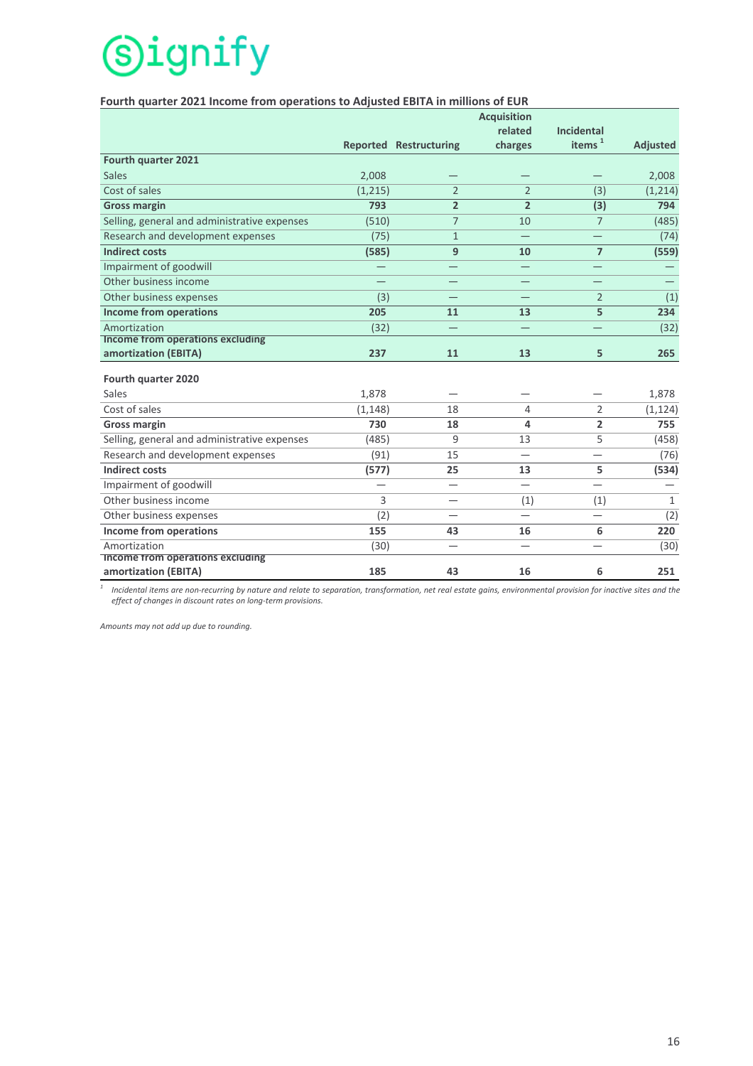**Fourth quarter 2021 Income from operations to Adjusted EBITA in millions of EUR**

| | Reported | Restructuring | Acquisition related charges | Incidental items [1] | Adjusted |
|---|---|---|---|---|---|
| **Fourth quarter 2021** | | | | | |
| Sales | 2,008 | — | — | — | 2,008 |
| Cost of sales | (1,215) | 2 | 2 | (3) | (1,214) |
| **Gross margin** | **793** | **2** | **2** | **(3)** | **794** |
| Selling, general and administrative expenses | (510) | 7 | 10 | 7 | (485) |
| Research and development expenses | (75) | 1 | — | — | (74) |
| **Indirect costs** | **(585)** | **9** | **10** | **7** | **(559)** |
| Impairment of goodwill | — | — | — | — | — |
| Other business income | — | — | — | — | — |
| Other business expenses | (3) | — | — | 2 | (1) |
| **Income from operations** | **205** | **11** | **13** | **5** | **234** |
| Amortization | (32) | — | — | — | (32) |
| **Income from operations excluding amortization (EBITA)** | **237** | **11** | **13** | **5** | **265** |
| | | | | | |
| **Fourth quarter 2020** | | | | | |
| Sales | 1,878 | — | — | — | 1,878 |
| Cost of sales | (1,148) | 18 | 4 | 2 | (1,124) |
| **Gross margin** | **730** | **18** | **4** | **2** | **755** |
| Selling, general and administrative expenses | (485) | 9 | 13 | 5 | (458) |
| Research and development expenses | (91) | 15 | — | — | (76) |
| **Indirect costs** | **(577)** | **25** | **13** | **5** | **(534)** |
| Impairment of goodwill | — | — | — | — | — |
| Other business income | 3 | — | (1) | (1) | 1 |
| Other business expenses | (2) | — | — | — | (2) |
| **Income from operations** | **155** | **43** | **16** | **6** | **220** |
| Amortization | (30) | — | — | — | (30) |
| **Income from operations excluding amortization (EBITA)** | **185** | **43** | **16** | **6** | **251** |

[1] *Incidental items are non-recurring by nature and relate to separation, transformation, net real estate gains, environmental provision for inactive sites and the effect of changes in discount rates on long-term provisions.*

*Amounts may not add up due to rounding.*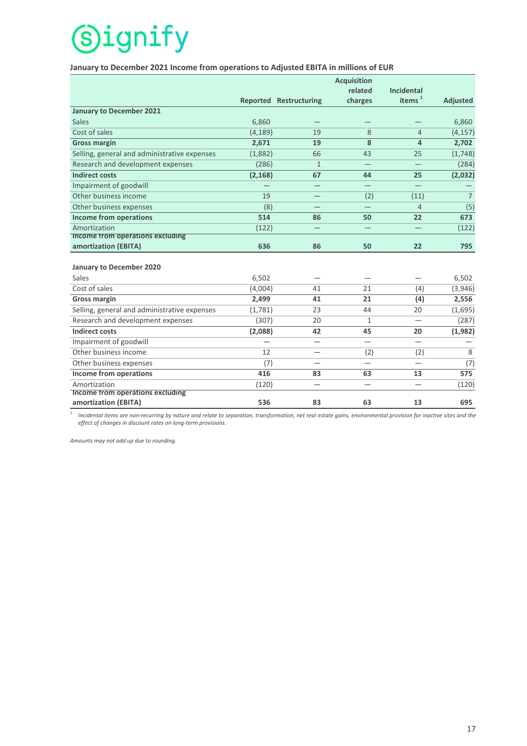**January to December 2021 Income from operations to Adjusted EBITA in millions of EUR**

| | Reported | Restructuring | Acquisition related charges | Incidental items [1] | Adjusted |
|---|---|---|---|---|---|
| **January to December 2021** | | | | | |
| Sales | 6,860 | — | — | — | 6,860 |
| Cost of sales | (4,189) | 19 | 8 | 4 | (4,157) |
| **Gross margin** | **2,671** | **19** | **8** | **4** | **2,702** |
| Selling, general and administrative expenses | (1,882) | 66 | 43 | 25 | (1,748) |
| Research and development expenses | (286) | 1 | — | — | (284) |
| **Indirect costs** | **(2,168)** | **67** | **44** | **25** | **(2,032)** |
| Impairment of goodwill | — | — | — | — | — |
| Other business income | 19 | — | (2) | (11) | 7 |
| Other business expenses | (8) | — | — | 4 | (5) |
| **Income from operations** | **514** | **86** | **50** | **22** | **673** |
| Amortization | (122) | — | — | — | (122) |
| **Income from operations excluding amortization (EBITA)** | **636** | **86** | **50** | **22** | **795** |
| | | | | | |
| **January to December 2020** | | | | | |
| Sales | 6,502 | — | — | — | 6,502 |
| Cost of sales | (4,004) | 41 | 21 | (4) | (3,946) |
| **Gross margin** | **2,499** | **41** | **21** | **(4)** | **2,556** |
| Selling, general and administrative expenses | (1,781) | 23 | 44 | 20 | (1,695) |
| Research and development expenses | (307) | 20 | 1 | — | (287) |
| **Indirect costs** | **(2,088)** | **42** | **45** | **20** | **(1,982)** |
| Impairment of goodwill | — | — | — | — | — |
| Other business income | 12 | — | (2) | (2) | 8 |
| Other business expenses | (7) | — | — | — | (7) |
| **Income from operations** | **416** | **83** | **63** | **13** | **575** |
| Amortization | (120) | — | — | — | (120) |
| **Income from operations excluding amortization (EBITA)** | **536** | **83** | **63** | **13** | **695** |

[1] *Incidental items are non-recurring by nature and relate to separation, transformation, net real estate gains, environmental provision for inactive sites and the effect of changes in discount rates on long-term provisions.*

*Amounts may not add up due to rounding.*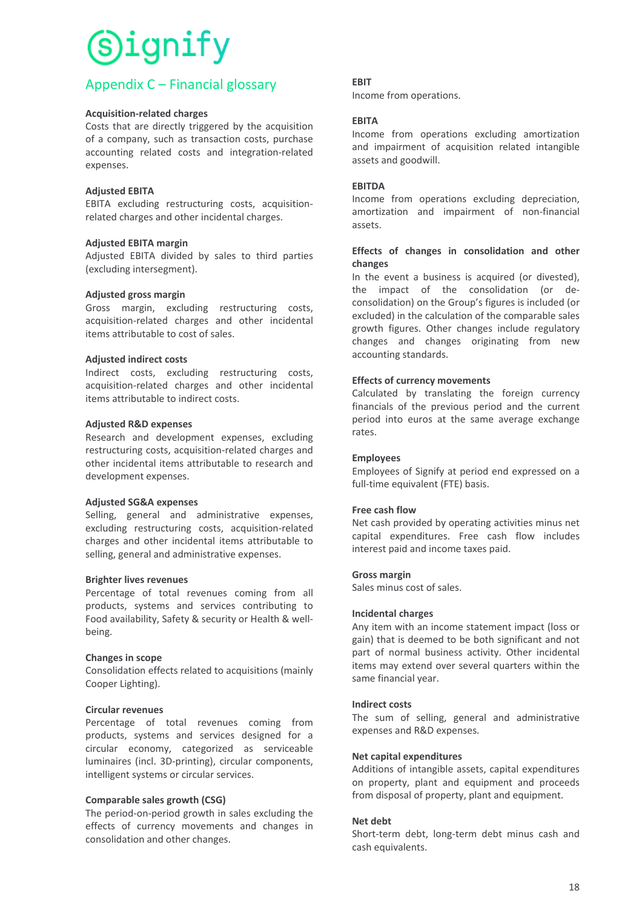# Appendix C – Financial glossary

**Acquisition-related charges**
Costs that are directly triggered by the acquisition of a company, such as transaction costs, purchase accounting related costs and integration-related expenses.

**Adjusted EBITA**
EBITA excluding restructuring costs, acquisition-related charges and other incidental charges.

**Adjusted EBITA margin**
Adjusted EBITA divided by sales to third parties (excluding intersegment).

**Adjusted gross margin**
Gross margin, excluding restructuring costs, acquisition-related charges and other incidental items attributable to cost of sales.

**Adjusted indirect costs**
Indirect costs, excluding restructuring costs, acquisition-related charges and other incidental items attributable to indirect costs.

**Adjusted R&D expenses**
Research and development expenses, excluding restructuring costs, acquisition-related charges and other incidental items attributable to research and development expenses.

**Adjusted SG&A expenses**
Selling, general and administrative expenses, excluding restructuring costs, acquisition-related charges and other incidental items attributable to selling, general and administrative expenses.

**Brighter lives revenues**
Percentage of total revenues coming from all products, systems and services contributing to Food availability, Safety & security or Health & well-being.

**Changes in scope**
Consolidation effects related to acquisitions (mainly Cooper Lighting).

**Circular revenues**
Percentage of total revenues coming from products, systems and services designed for a circular economy, categorized as serviceable luminaires (incl. 3D-printing), circular components, intelligent systems or circular services.

**Comparable sales growth (CSG)**
The period-on-period growth in sales excluding the effects of currency movements and changes in consolidation and other changes.

**EBIT**
Income from operations.

**EBITA**
Income from operations excluding amortization and impairment of acquisition related intangible assets and goodwill.

**EBITDA**
Income from operations excluding depreciation, amortization and impairment of non-financial assets.

**Effects of changes in consolidation and other changes**
In the event a business is acquired (or divested), the impact of the consolidation (or de-consolidation) on the Group's figures is included (or excluded) in the calculation of the comparable sales growth figures. Other changes include regulatory changes and changes originating from new accounting standards.

**Effects of currency movements**
Calculated by translating the foreign currency financials of the previous period and the current period into euros at the same average exchange rates.

**Employees**
Employees of Signify at period end expressed on a full-time equivalent (FTE) basis.

**Free cash flow**
Net cash provided by operating activities minus net capital expenditures. Free cash flow includes interest paid and income taxes paid.

**Gross margin**
Sales minus cost of sales.

**Incidental charges**
Any item with an income statement impact (loss or gain) that is deemed to be both significant and not part of normal business activity. Other incidental items may extend over several quarters within the same financial year.

**Indirect costs**
The sum of selling, general and administrative expenses and R&D expenses.

**Net capital expenditures**
Additions of intangible assets, capital expenditures on property, plant and equipment and proceeds from disposal of property, plant and equipment.

**Net debt**
Short-term debt, long-term debt minus cash and cash equivalents.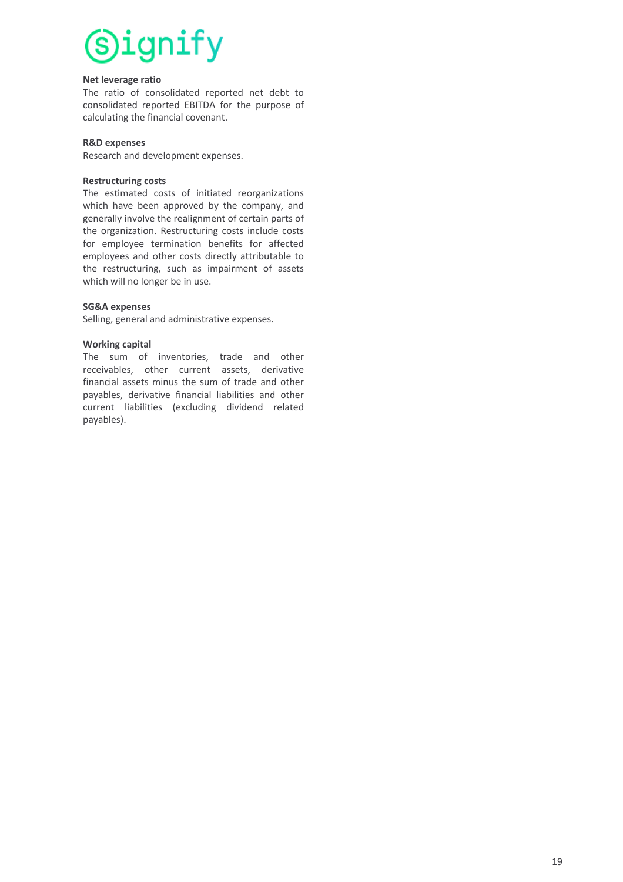**Net leverage ratio**
The ratio of consolidated reported net debt to consolidated reported EBITDA for the purpose of calculating the financial covenant.

**R&D expenses**
Research and development expenses.

**Restructuring costs**
The estimated costs of initiated reorganizations which have been approved by the company, and generally involve the realignment of certain parts of the organization. Restructuring costs include costs for employee termination benefits for affected employees and other costs directly attributable to the restructuring, such as impairment of assets which will no longer be in use.

**SG&A expenses**
Selling, general and administrative expenses.

**Working capital**
The sum of inventories, trade and other receivables, other current assets, derivative financial assets minus the sum of trade and other payables, derivative financial liabilities and other current liabilities (excluding dividend related payables).